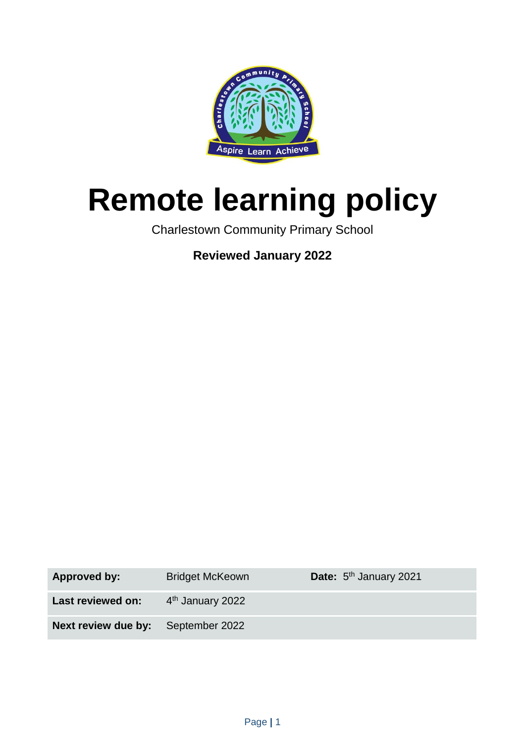# Remote learning policy

Charlestown Community Primary School

**Reviewed January 2022**

| **Approved by:** | Bridget McKeown | **Date:** 5th January 2021 |
|---|---|---|
| **Last reviewed on:** | 4th January 2022 | |
| **Next review due by:** | September 2022 | |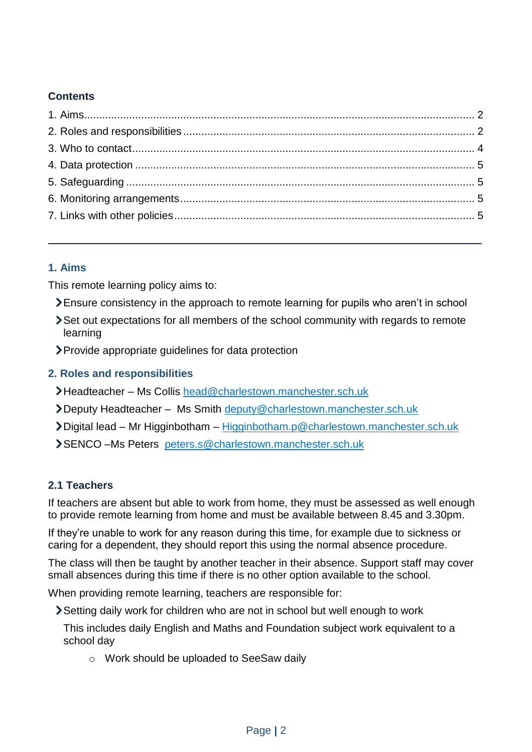## Contents

1. Aims ........ 2
2. Roles and responsibilities ........ 2
3. Who to contact ........ 4
4. Data protection ........ 5
5. Safeguarding ........ 5
6. Monitoring arrangements ........ 5
7. Links with other policies ........ 5

---

## 1. Aims

This remote learning policy aims to:

- Ensure consistency in the approach to remote learning for pupils who aren't in school
- Set out expectations for all members of the school community with regards to remote learning
- Provide appropriate guidelines for data protection

## 2. Roles and responsibilities

- Headteacher – Ms Collis head@charlestown.manchester.sch.uk
- Deputy Headteacher – Ms Smith deputy@charlestown.manchester.sch.uk
- Digital lead – Mr Higginbotham – Higginbotham.p@charlestown.manchester.sch.uk
- SENCO –Ms Peters peters.s@charlestown.manchester.sch.uk

### 2.1 Teachers

If teachers are absent but able to work from home, they must be assessed as well enough to provide remote learning from home and must be available between 8.45 and 3.30pm.

If they're unable to work for any reason during this time, for example due to sickness or caring for a dependent, they should report this using the normal absence procedure.

The class will then be taught by another teacher in their absence. Support staff may cover small absences during this time if there is no other option available to the school.

When providing remote learning, teachers are responsible for:

- Setting daily work for children who are not in school but well enough to work

  This includes daily English and Maths and Foundation subject work equivalent to a school day

  - Work should be uploaded to SeeSaw daily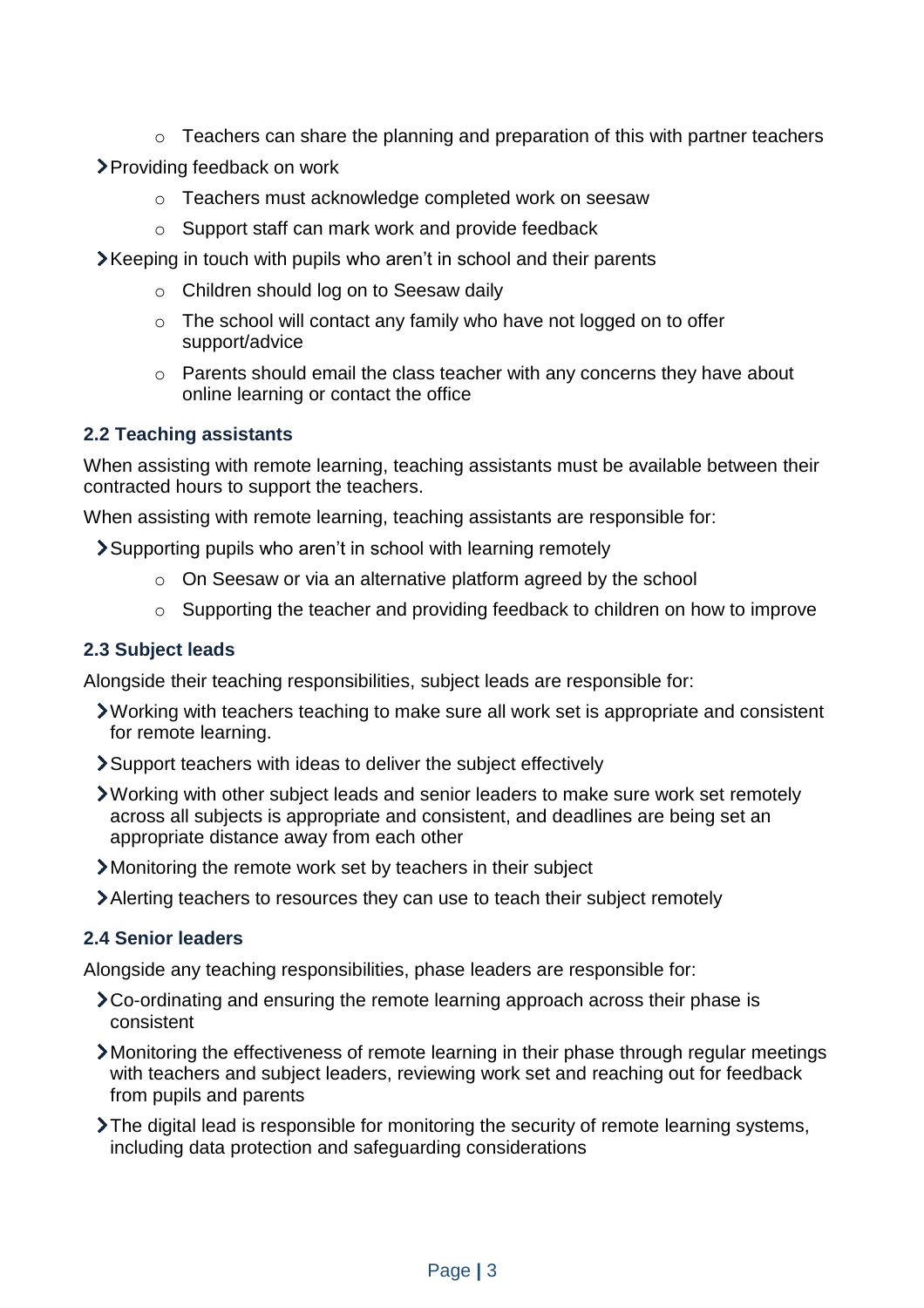- Teachers can share the planning and preparation of this with partner teachers
- Providing feedback on work
    - Teachers must acknowledge completed work on seesaw
    - Support staff can mark work and provide feedback
- Keeping in touch with pupils who aren't in school and their parents
    - Children should log on to Seesaw daily
    - The school will contact any family who have not logged on to offer support/advice
    - Parents should email the class teacher with any concerns they have about online learning or contact the office

### 2.2 Teaching assistants

When assisting with remote learning, teaching assistants must be available between their contracted hours to support the teachers.

When assisting with remote learning, teaching assistants are responsible for:

- Supporting pupils who aren't in school with learning remotely
    - On Seesaw or via an alternative platform agreed by the school
    - Supporting the teacher and providing feedback to children on how to improve

### 2.3 Subject leads

Alongside their teaching responsibilities, subject leads are responsible for:

- Working with teachers teaching to make sure all work set is appropriate and consistent for remote learning.
- Support teachers with ideas to deliver the subject effectively
- Working with other subject leads and senior leaders to make sure work set remotely across all subjects is appropriate and consistent, and deadlines are being set an appropriate distance away from each other
- Monitoring the remote work set by teachers in their subject
- Alerting teachers to resources they can use to teach their subject remotely

### 2.4 Senior leaders

Alongside any teaching responsibilities, phase leaders are responsible for:

- Co-ordinating and ensuring the remote learning approach across their phase is consistent
- Monitoring the effectiveness of remote learning in their phase through regular meetings with teachers and subject leaders, reviewing work set and reaching out for feedback from pupils and parents
- The digital lead is responsible for monitoring the security of remote learning systems, including data protection and safeguarding considerations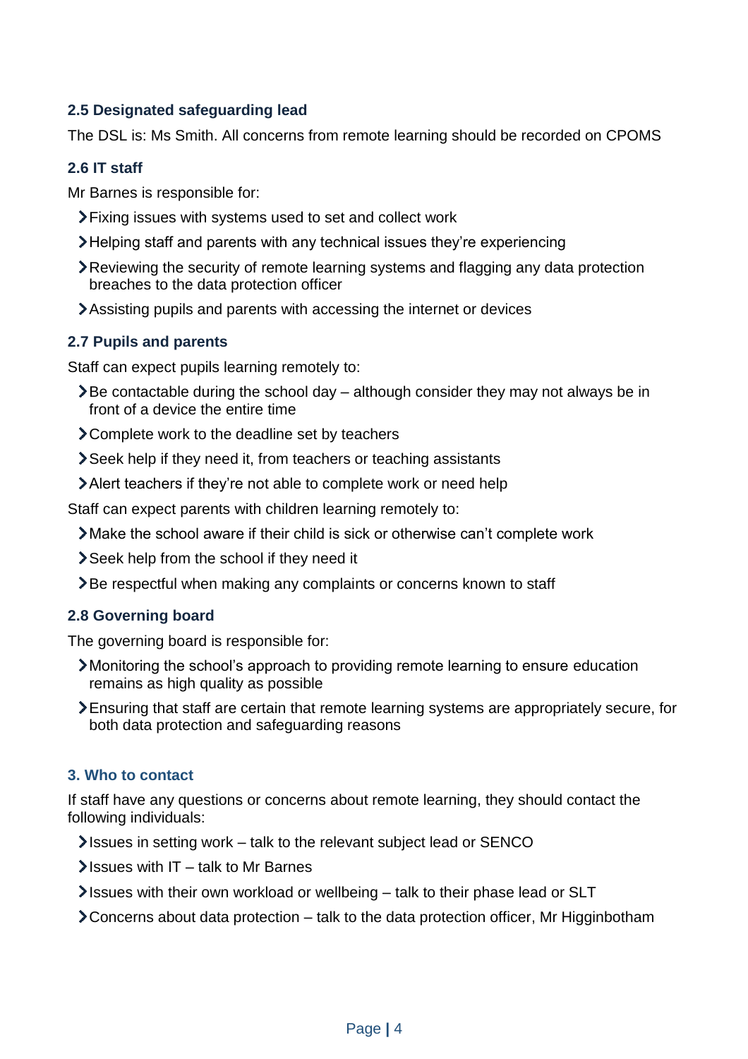### 2.5 Designated safeguarding lead

The DSL is: Ms Smith. All concerns from remote learning should be recorded on CPOMS

### 2.6 IT staff

Mr Barnes is responsible for:

- Fixing issues with systems used to set and collect work
- Helping staff and parents with any technical issues they're experiencing
- Reviewing the security of remote learning systems and flagging any data protection breaches to the data protection officer
- Assisting pupils and parents with accessing the internet or devices

### 2.7 Pupils and parents

Staff can expect pupils learning remotely to:

- Be contactable during the school day – although consider they may not always be in front of a device the entire time
- Complete work to the deadline set by teachers
- Seek help if they need it, from teachers or teaching assistants
- Alert teachers if they're not able to complete work or need help

Staff can expect parents with children learning remotely to:

- Make the school aware if their child is sick or otherwise can't complete work
- Seek help from the school if they need it
- Be respectful when making any complaints or concerns known to staff

### 2.8 Governing board

The governing board is responsible for:

- Monitoring the school's approach to providing remote learning to ensure education remains as high quality as possible
- Ensuring that staff are certain that remote learning systems are appropriately secure, for both data protection and safeguarding reasons

## 3. Who to contact

If staff have any questions or concerns about remote learning, they should contact the following individuals:

- Issues in setting work – talk to the relevant subject lead or SENCO
- Issues with IT – talk to Mr Barnes
- Issues with their own workload or wellbeing – talk to their phase lead or SLT
- Concerns about data protection – talk to the data protection officer, Mr Higginbotham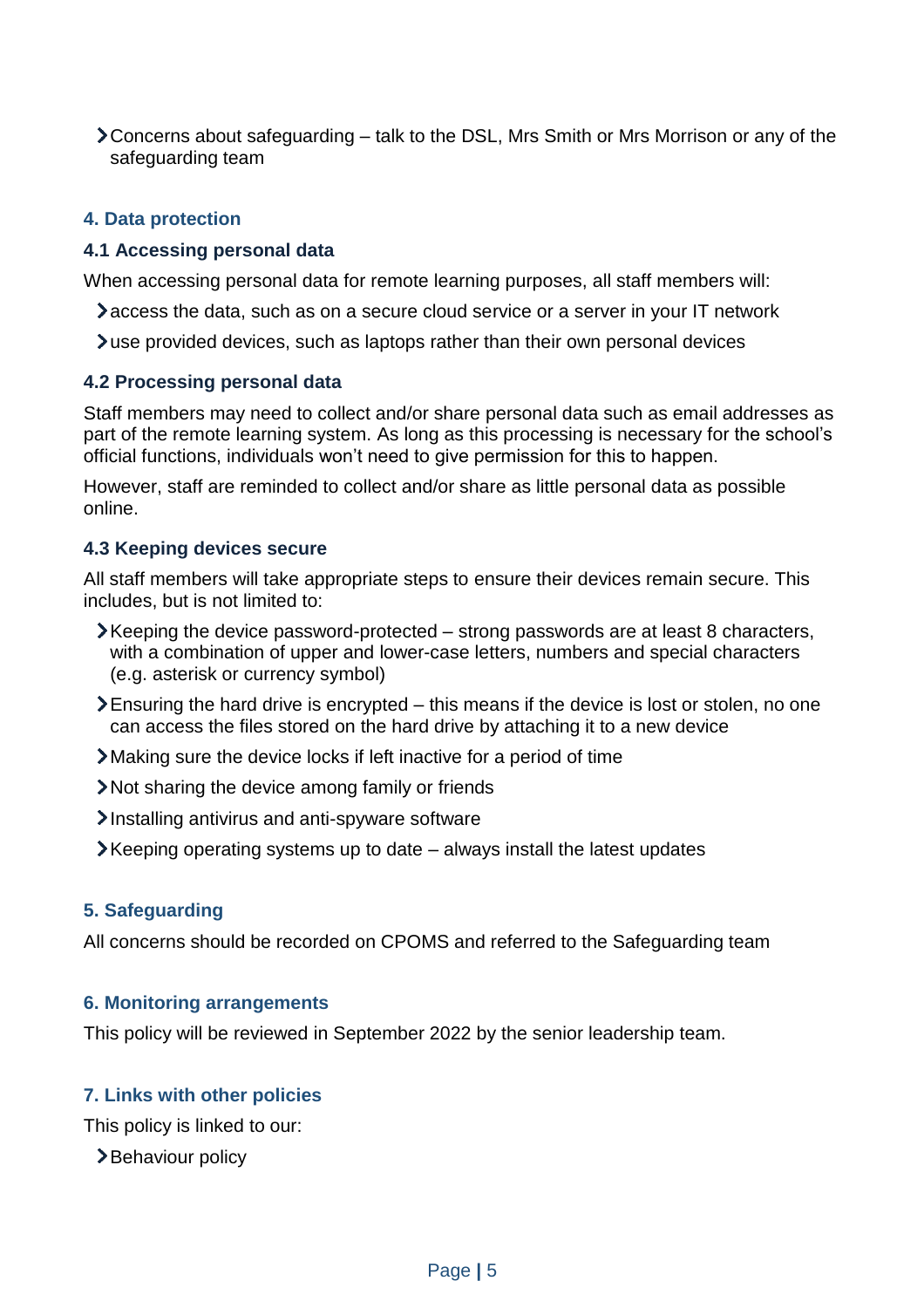- Concerns about safeguarding – talk to the DSL, Mrs Smith or Mrs Morrison or any of the safeguarding team

## 4. Data protection

### 4.1 Accessing personal data

When accessing personal data for remote learning purposes, all staff members will:

- access the data, such as on a secure cloud service or a server in your IT network
- use provided devices, such as laptops rather than their own personal devices

### 4.2 Processing personal data

Staff members may need to collect and/or share personal data such as email addresses as part of the remote learning system. As long as this processing is necessary for the school's official functions, individuals won't need to give permission for this to happen.

However, staff are reminded to collect and/or share as little personal data as possible online.

### 4.3 Keeping devices secure

All staff members will take appropriate steps to ensure their devices remain secure. This includes, but is not limited to:

- Keeping the device password-protected – strong passwords are at least 8 characters, with a combination of upper and lower-case letters, numbers and special characters (e.g. asterisk or currency symbol)
- Ensuring the hard drive is encrypted – this means if the device is lost or stolen, no one can access the files stored on the hard drive by attaching it to a new device
- Making sure the device locks if left inactive for a period of time
- Not sharing the device among family or friends
- Installing antivirus and anti-spyware software
- Keeping operating systems up to date – always install the latest updates

## 5. Safeguarding

All concerns should be recorded on CPOMS and referred to the Safeguarding team

## 6. Monitoring arrangements

This policy will be reviewed in September 2022 by the senior leadership team.

## 7. Links with other policies

This policy is linked to our:

- Behaviour policy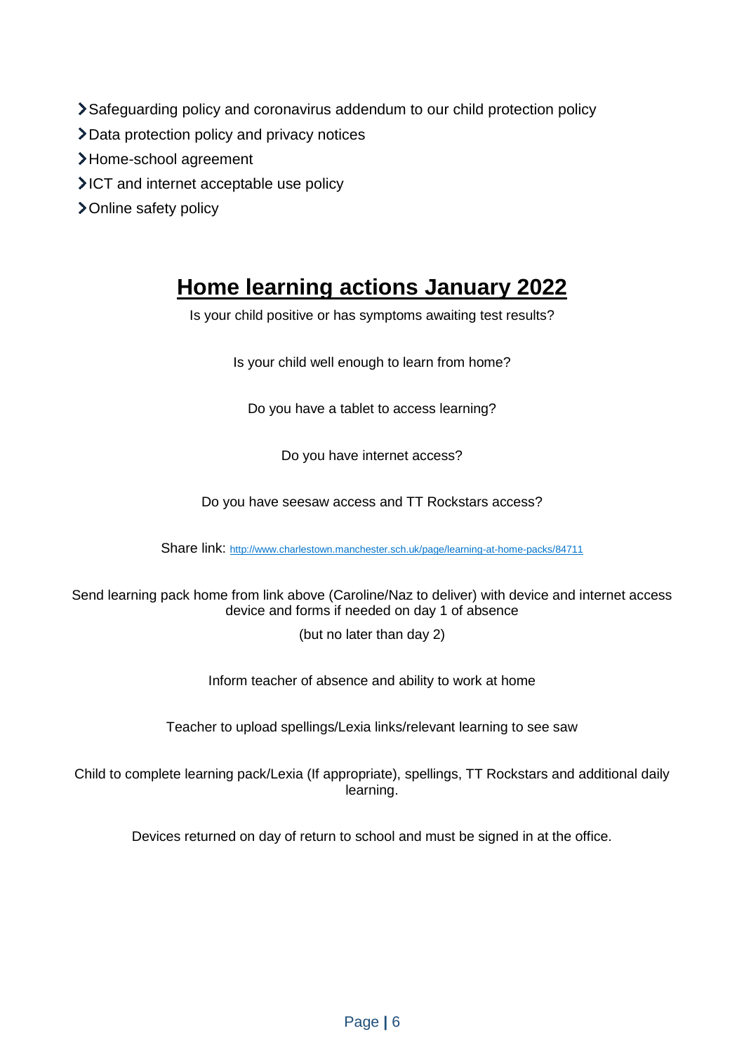- Safeguarding policy and coronavirus addendum to our child protection policy
- Data protection policy and privacy notices
- Home-school agreement
- ICT and internet acceptable use policy
- Online safety policy

## Home learning actions January 2022

Is your child positive or has symptoms awaiting test results?

Is your child well enough to learn from home?

Do you have a tablet to access learning?

Do you have internet access?

Do you have seesaw access and TT Rockstars access?

Share link: http://www.charlestown.manchester.sch.uk/page/learning-at-home-packs/84711

Send learning pack home from link above (Caroline/Naz to deliver) with device and internet access device and forms if needed on day 1 of absence

(but no later than day 2)

Inform teacher of absence and ability to work at home

Teacher to upload spellings/Lexia links/relevant learning to see saw

Child to complete learning pack/Lexia (If appropriate), spellings, TT Rockstars and additional daily learning.

Devices returned on day of return to school and must be signed in at the office.